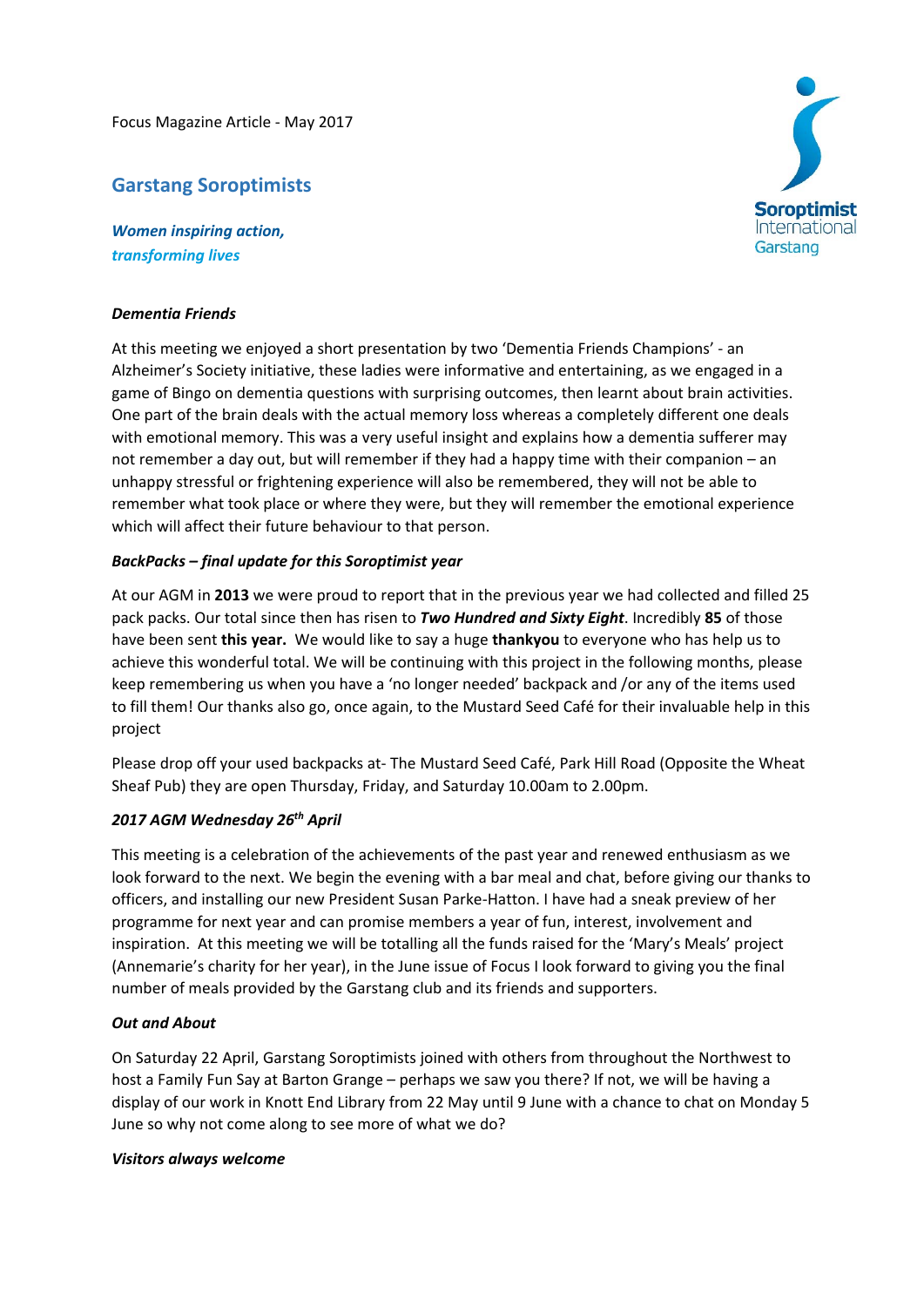Focus Magazine Article - May 2017

## Garstang Soroptimists

***Women inspiring action,***
***transforming lives***

Soroptimist International Garstang

### *Dementia Friends*

At this meeting we enjoyed a short presentation by two 'Dementia Friends Champions' - an Alzheimer's Society initiative, these ladies were informative and entertaining, as we engaged in a game of Bingo on dementia questions with surprising outcomes, then learnt about brain activities. One part of the brain deals with the actual memory loss whereas a completely different one deals with emotional memory. This was a very useful insight and explains how a dementia sufferer may not remember a day out, but will remember if they had a happy time with their companion – an unhappy stressful or frightening experience will also be remembered, they will not be able to remember what took place or where they were, but they will remember the emotional experience which will affect their future behaviour to that person.

### *BackPacks – final update for this Soroptimist year*

At our AGM in **2013** we were proud to report that in the previous year we had collected and filled 25 pack packs. Our total since then has risen to ***Two Hundred and Sixty Eight***. Incredibly **85** of those have been sent **this year.** We would like to say a huge **thankyou** to everyone who has help us to achieve this wonderful total. We will be continuing with this project in the following months, please keep remembering us when you have a 'no longer needed' backpack and /or any of the items used to fill them! Our thanks also go, once again, to the Mustard Seed Café for their invaluable help in this project

Please drop off your used backpacks at- The Mustard Seed Café, Park Hill Road (Opposite the Wheat Sheaf Pub) they are open Thursday, Friday, and Saturday 10.00am to 2.00pm.

### *2017 AGM Wednesday 26th April*

This meeting is a celebration of the achievements of the past year and renewed enthusiasm as we look forward to the next. We begin the evening with a bar meal and chat, before giving our thanks to officers, and installing our new President Susan Parke-Hatton. I have had a sneak preview of her programme for next year and can promise members a year of fun, interest, involvement and inspiration. At this meeting we will be totalling all the funds raised for the 'Mary's Meals' project (Annemarie's charity for her year), in the June issue of Focus I look forward to giving you the final number of meals provided by the Garstang club and its friends and supporters.

### *Out and About*

On Saturday 22 April, Garstang Soroptimists joined with others from throughout the Northwest to host a Family Fun Say at Barton Grange – perhaps we saw you there? If not, we will be having a display of our work in Knott End Library from 22 May until 9 June with a chance to chat on Monday 5 June so why not come along to see more of what we do?

### *Visitors always welcome*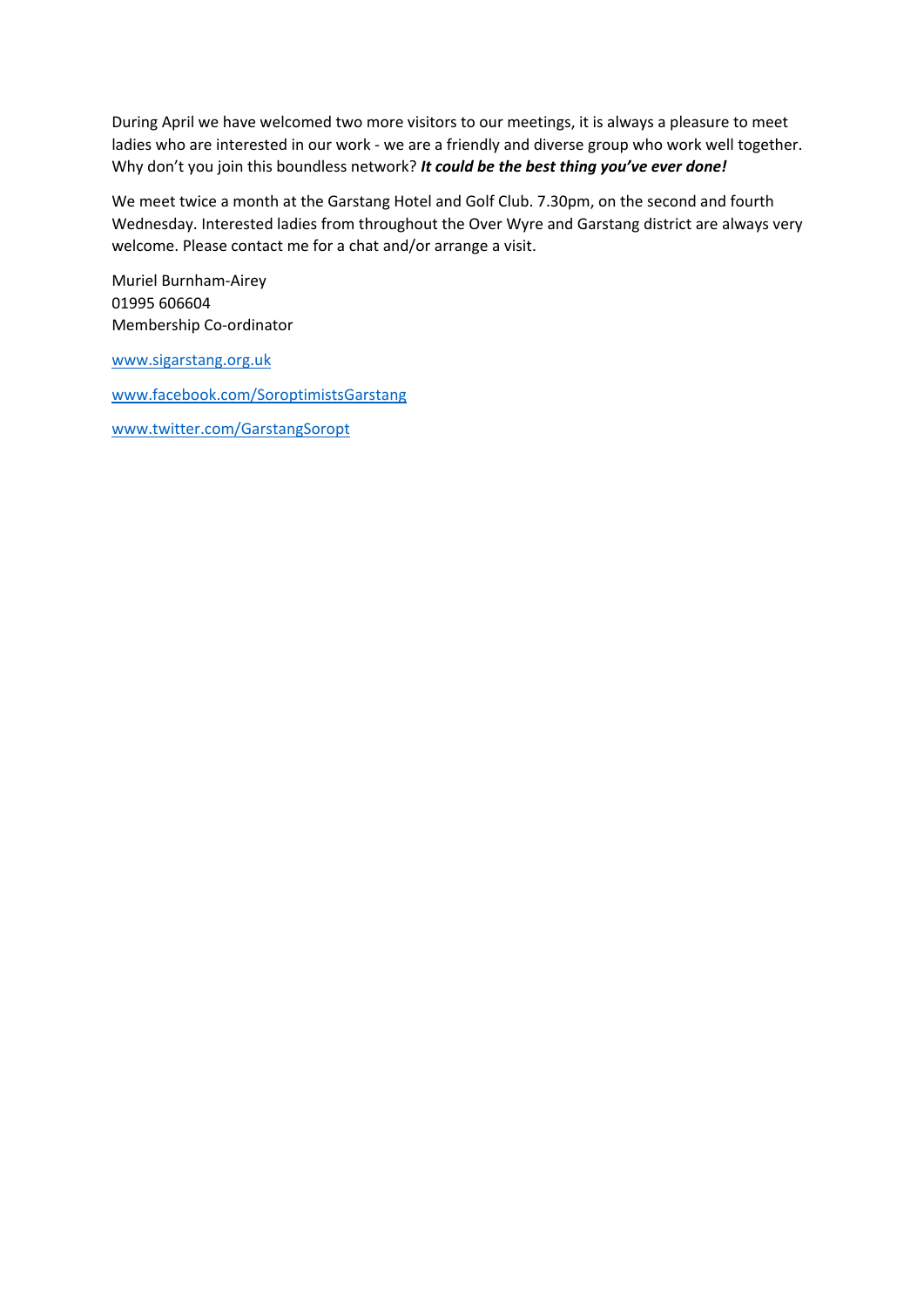During April we have welcomed two more visitors to our meetings, it is always a pleasure to meet ladies who are interested in our work - we are a friendly and diverse group who work well together. Why don't you join this boundless network? ***It could be the best thing you've ever done!***

We meet twice a month at the Garstang Hotel and Golf Club. 7.30pm, on the second and fourth Wednesday. Interested ladies from throughout the Over Wyre and Garstang district are always very welcome. Please contact me for a chat and/or arrange a visit.

Muriel Burnham-Airey
01995 606604
Membership Co-ordinator

www.sigarstang.org.uk

www.facebook.com/SoroptimistsGarstang

www.twitter.com/GarstangSoropt